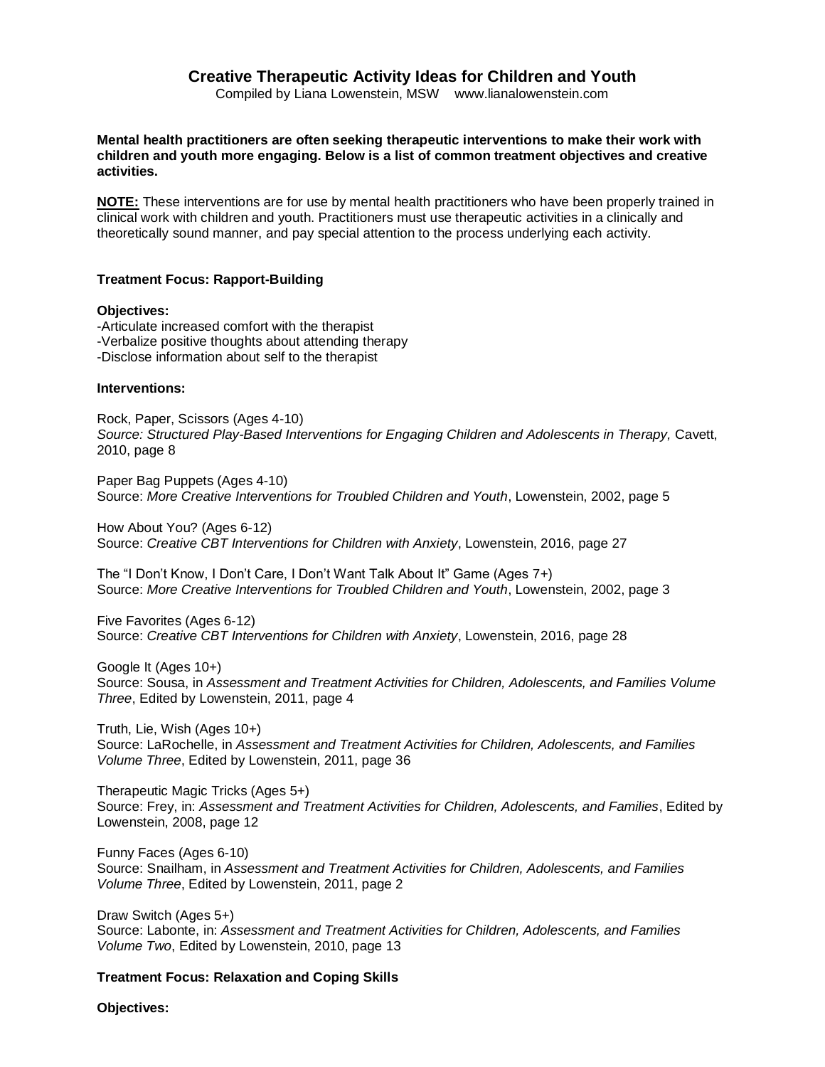# Creative Therapeutic Activity Ideas for Children and Youth

Compiled by Liana Lowenstein, MSW    www.lianalowenstein.com

**Mental health practitioners are often seeking therapeutic interventions to make their work with children and youth more engaging. Below is a list of common treatment objectives and creative activities.**

**NOTE:** These interventions are for use by mental health practitioners who have been properly trained in clinical work with children and youth. Practitioners must use therapeutic activities in a clinically and theoretically sound manner, and pay special attention to the process underlying each activity.

## Treatment Focus: Rapport-Building

**Objectives:**

-Articulate increased comfort with the therapist
-Verbalize positive thoughts about attending therapy
-Disclose information about self to the therapist

**Interventions:**

Rock, Paper, Scissors (Ages 4-10)
*Source: Structured Play-Based Interventions for Engaging Children and Adolescents in Therapy,* Cavett, 2010, page 8

Paper Bag Puppets (Ages 4-10)
Source: *More Creative Interventions for Troubled Children and Youth*, Lowenstein, 2002, page 5

How About You? (Ages 6-12)
Source: *Creative CBT Interventions for Children with Anxiety*, Lowenstein, 2016, page 27

The "I Don't Know, I Don't Care, I Don't Want Talk About It" Game (Ages 7+)
Source: *More Creative Interventions for Troubled Children and Youth*, Lowenstein, 2002, page 3

Five Favorites (Ages 6-12)
Source: *Creative CBT Interventions for Children with Anxiety*, Lowenstein, 2016, page 28

Google It (Ages 10+)
Source: Sousa, in *Assessment and Treatment Activities for Children, Adolescents, and Families Volume Three*, Edited by Lowenstein, 2011, page 4

Truth, Lie, Wish (Ages 10+)
Source: LaRochelle, in *Assessment and Treatment Activities for Children, Adolescents, and Families Volume Three*, Edited by Lowenstein, 2011, page 36

Therapeutic Magic Tricks (Ages 5+)
Source: Frey, in: *Assessment and Treatment Activities for Children, Adolescents, and Families*, Edited by Lowenstein, 2008, page 12

Funny Faces (Ages 6-10)
Source: Snailham, in *Assessment and Treatment Activities for Children, Adolescents, and Families Volume Three*, Edited by Lowenstein, 2011, page 2

Draw Switch (Ages 5+)
Source: Labonte, in: *Assessment and Treatment Activities for Children, Adolescents, and Families Volume Two*, Edited by Lowenstein, 2010, page 13

## Treatment Focus: Relaxation and Coping Skills

**Objectives:**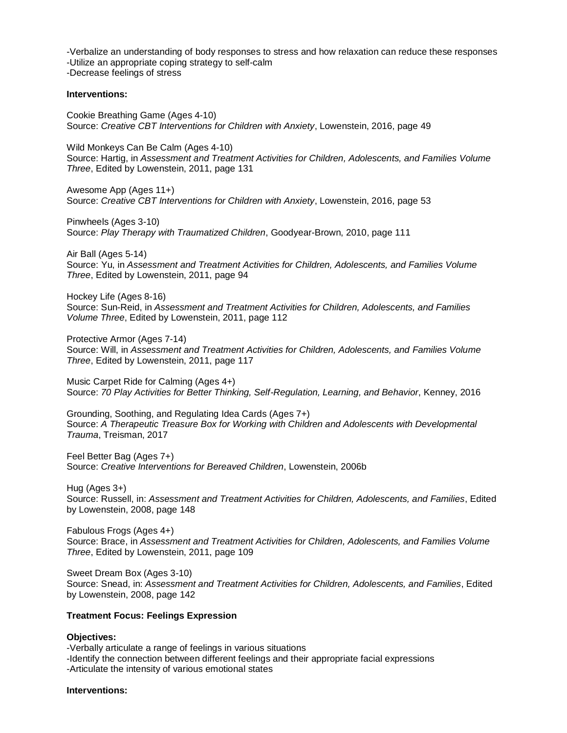-Verbalize an understanding of body responses to stress and how relaxation can reduce these responses
-Utilize an appropriate coping strategy to self-calm
-Decrease feelings of stress

**Interventions:**

Cookie Breathing Game (Ages 4-10)
Source: *Creative CBT Interventions for Children with Anxiety*, Lowenstein, 2016, page 49

Wild Monkeys Can Be Calm (Ages 4-10)
Source: Hartig, in *Assessment and Treatment Activities for Children, Adolescents, and Families Volume Three*, Edited by Lowenstein, 2011, page 131

Awesome App (Ages 11+)
Source: *Creative CBT Interventions for Children with Anxiety*, Lowenstein, 2016, page 53

Pinwheels (Ages 3-10)
Source: *Play Therapy with Traumatized Children*, Goodyear-Brown, 2010, page 111

Air Ball (Ages 5-14)
Source: Yu, in *Assessment and Treatment Activities for Children, Adolescents, and Families Volume Three*, Edited by Lowenstein, 2011, page 94

Hockey Life (Ages 8-16)
Source: Sun-Reid, in *Assessment and Treatment Activities for Children, Adolescents, and Families Volume Three*, Edited by Lowenstein, 2011, page 112

Protective Armor (Ages 7-14)
Source: Will, in *Assessment and Treatment Activities for Children, Adolescents, and Families Volume Three*, Edited by Lowenstein, 2011, page 117

Music Carpet Ride for Calming (Ages 4+)
Source: *70 Play Activities for Better Thinking, Self-Regulation, Learning, and Behavior*, Kenney, 2016

Grounding, Soothing, and Regulating Idea Cards (Ages 7+)
Source: *A Therapeutic Treasure Box for Working with Children and Adolescents with Developmental Trauma*, Treisman, 2017

Feel Better Bag (Ages 7+)
Source: *Creative Interventions for Bereaved Children*, Lowenstein, 2006b

Hug (Ages 3+)
Source: Russell, in: *Assessment and Treatment Activities for Children, Adolescents, and Families*, Edited by Lowenstein, 2008, page 148

Fabulous Frogs (Ages 4+)
Source: Brace, in *Assessment and Treatment Activities for Children, Adolescents, and Families Volume Three*, Edited by Lowenstein, 2011, page 109

Sweet Dream Box (Ages 3-10)
Source: Snead, in: *Assessment and Treatment Activities for Children, Adolescents, and Families*, Edited by Lowenstein, 2008, page 142

**Treatment Focus: Feelings Expression**

**Objectives:**
-Verbally articulate a range of feelings in various situations
-Identify the connection between different feelings and their appropriate facial expressions
-Articulate the intensity of various emotional states

**Interventions:**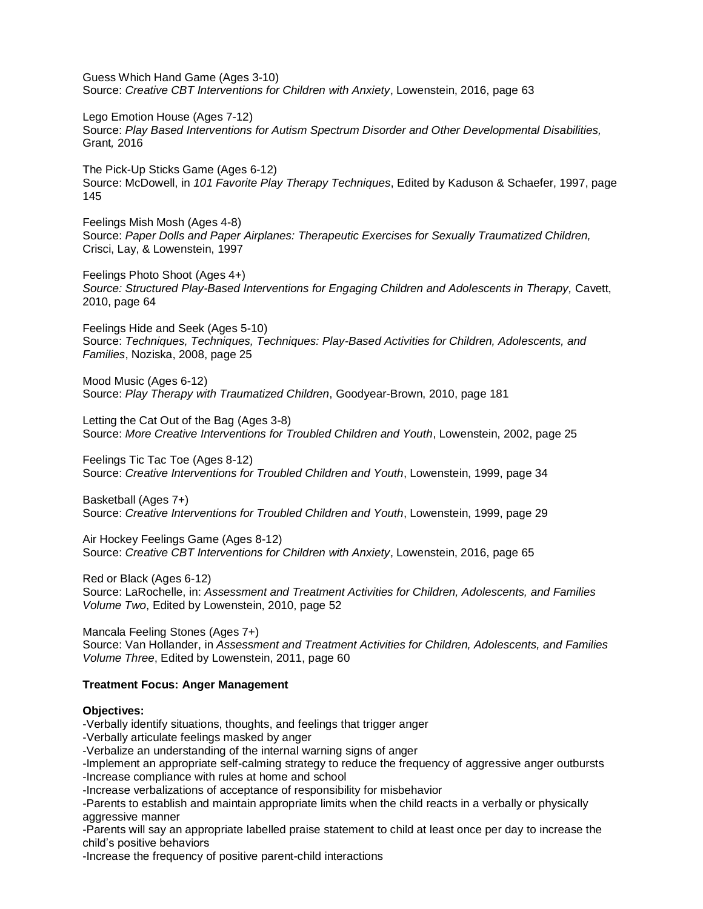Guess Which Hand Game (Ages 3-10)
Source: *Creative CBT Interventions for Children with Anxiety*, Lowenstein, 2016, page 63

Lego Emotion House (Ages 7-12)
Source: *Play Based Interventions for Autism Spectrum Disorder and Other Developmental Disabilities,* Grant*,* 2016

The Pick-Up Sticks Game (Ages 6-12)
Source: McDowell, in *101 Favorite Play Therapy Techniques*, Edited by Kaduson & Schaefer, 1997, page 145

Feelings Mish Mosh (Ages 4-8)
Source: *Paper Dolls and Paper Airplanes: Therapeutic Exercises for Sexually Traumatized Children,* Crisci, Lay, & Lowenstein, 1997

Feelings Photo Shoot (Ages 4+)
*Source: Structured Play-Based Interventions for Engaging Children and Adolescents in Therapy,* Cavett, 2010, page 64

Feelings Hide and Seek (Ages 5-10)
Source: *Techniques, Techniques, Techniques: Play-Based Activities for Children, Adolescents, and Families*, Noziska, 2008, page 25

Mood Music (Ages 6-12)
Source: *Play Therapy with Traumatized Children*, Goodyear-Brown, 2010, page 181

Letting the Cat Out of the Bag (Ages 3-8)
Source: *More Creative Interventions for Troubled Children and Youth*, Lowenstein, 2002, page 25

Feelings Tic Tac Toe (Ages 8-12)
Source: *Creative Interventions for Troubled Children and Youth*, Lowenstein, 1999, page 34

Basketball (Ages 7+)
Source: *Creative Interventions for Troubled Children and Youth*, Lowenstein, 1999, page 29

Air Hockey Feelings Game (Ages 8-12)
Source: *Creative CBT Interventions for Children with Anxiety*, Lowenstein, 2016, page 65

Red or Black (Ages 6-12)
Source: LaRochelle, in: *Assessment and Treatment Activities for Children, Adolescents, and Families Volume Two*, Edited by Lowenstein, 2010, page 52

Mancala Feeling Stones (Ages 7+)
Source: Van Hollander, in *Assessment and Treatment Activities for Children, Adolescents, and Families Volume Three*, Edited by Lowenstein, 2011, page 60

**Treatment Focus: Anger Management**

**Objectives:**
- Verbally identify situations, thoughts, and feelings that trigger anger
- Verbally articulate feelings masked by anger
- Verbalize an understanding of the internal warning signs of anger
- Implement an appropriate self-calming strategy to reduce the frequency of aggressive anger outbursts
- Increase compliance with rules at home and school
- Increase verbalizations of acceptance of responsibility for misbehavior
- Parents to establish and maintain appropriate limits when the child reacts in a verbally or physically aggressive manner
- Parents will say an appropriate labelled praise statement to child at least once per day to increase the child's positive behaviors
- Increase the frequency of positive parent-child interactions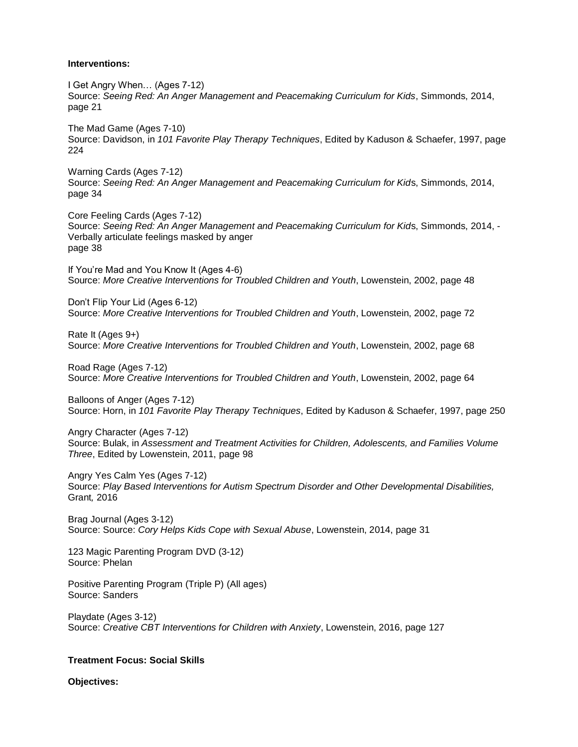**Interventions:**

I Get Angry When… (Ages 7-12)
Source: *Seeing Red: An Anger Management and Peacemaking Curriculum for Kids*, Simmonds, 2014, page 21

The Mad Game (Ages 7-10)
Source: Davidson, in *101 Favorite Play Therapy Techniques*, Edited by Kaduson & Schaefer, 1997, page 224

Warning Cards (Ages 7-12)
Source: *Seeing Red: An Anger Management and Peacemaking Curriculum for Kids*, Simmonds, 2014, page 34

Core Feeling Cards (Ages 7-12)
Source: *Seeing Red: An Anger Management and Peacemaking Curriculum for Kids*, Simmonds, 2014, - Verbally articulate feelings masked by anger
page 38

If You're Mad and You Know It (Ages 4-6)
Source: *More Creative Interventions for Troubled Children and Youth*, Lowenstein, 2002, page 48

Don't Flip Your Lid (Ages 6-12)
Source: *More Creative Interventions for Troubled Children and Youth*, Lowenstein, 2002, page 72

Rate It (Ages 9+)
Source: *More Creative Interventions for Troubled Children and Youth*, Lowenstein, 2002, page 68

Road Rage (Ages 7-12)
Source: *More Creative Interventions for Troubled Children and Youth*, Lowenstein, 2002, page 64

Balloons of Anger (Ages 7-12)
Source: Horn, in *101 Favorite Play Therapy Techniques*, Edited by Kaduson & Schaefer, 1997, page 250

Angry Character (Ages 7-12)
Source: Bulak, in *Assessment and Treatment Activities for Children, Adolescents, and Families Volume Three*, Edited by Lowenstein, 2011, page 98

Angry Yes Calm Yes (Ages 7-12)
Source: *Play Based Interventions for Autism Spectrum Disorder and Other Developmental Disabilities,* Grant*,* 2016

Brag Journal (Ages 3-12)
Source: Source: *Cory Helps Kids Cope with Sexual Abuse*, Lowenstein, 2014, page 31

123 Magic Parenting Program DVD (3-12)
Source: Phelan

Positive Parenting Program (Triple P) (All ages)
Source: Sanders

Playdate (Ages 3-12)
Source: *Creative CBT Interventions for Children with Anxiety*, Lowenstein, 2016, page 127

**Treatment Focus: Social Skills**

**Objectives:**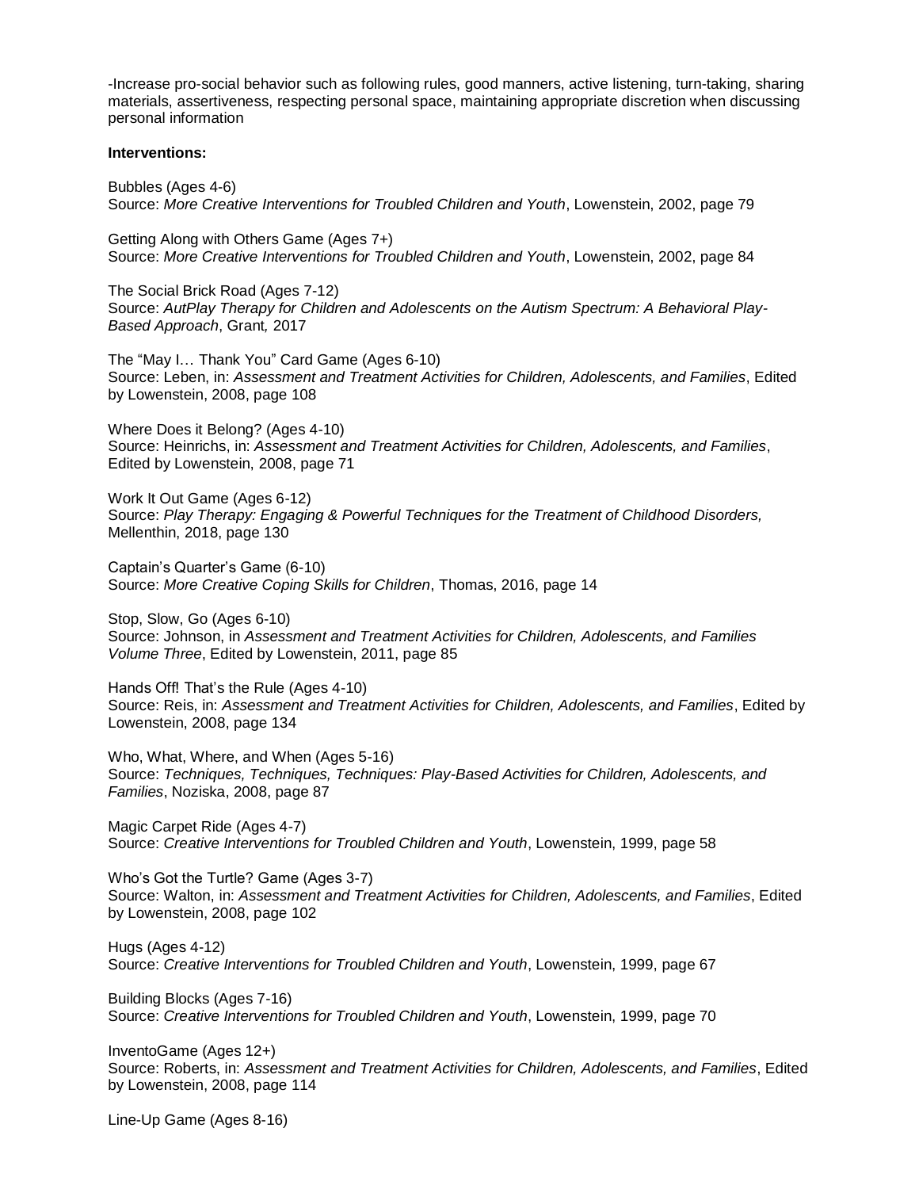-Increase pro-social behavior such as following rules, good manners, active listening, turn-taking, sharing materials, assertiveness, respecting personal space, maintaining appropriate discretion when discussing personal information

**Interventions:**

Bubbles (Ages 4-6)
Source: *More Creative Interventions for Troubled Children and Youth*, Lowenstein, 2002, page 79

Getting Along with Others Game (Ages 7+)
Source: *More Creative Interventions for Troubled Children and Youth*, Lowenstein, 2002, page 84

The Social Brick Road (Ages 7-12)
Source: *AutPlay Therapy for Children and Adolescents on the Autism Spectrum: A Behavioral Play-Based Approach*, Grant*,* 2017

The "May I… Thank You" Card Game (Ages 6-10)
Source: Leben, in: *Assessment and Treatment Activities for Children, Adolescents, and Families*, Edited by Lowenstein, 2008, page 108

Where Does it Belong? (Ages 4-10)
Source: Heinrichs, in: *Assessment and Treatment Activities for Children, Adolescents, and Families*, Edited by Lowenstein, 2008, page 71

Work It Out Game (Ages 6-12)
Source: *Play Therapy: Engaging & Powerful Techniques for the Treatment of Childhood Disorders,* Mellenthin, 2018, page 130

Captain's Quarter's Game (6-10)
Source: *More Creative Coping Skills for Children*, Thomas, 2016, page 14

Stop, Slow, Go (Ages 6-10)
Source: Johnson, in *Assessment and Treatment Activities for Children, Adolescents, and Families Volume Three*, Edited by Lowenstein, 2011, page 85

Hands Off! That's the Rule (Ages 4-10)
Source: Reis, in: *Assessment and Treatment Activities for Children, Adolescents, and Families*, Edited by Lowenstein, 2008, page 134

Who, What, Where, and When (Ages 5-16)
Source: *Techniques, Techniques, Techniques: Play-Based Activities for Children, Adolescents, and Families*, Noziska, 2008, page 87

Magic Carpet Ride (Ages 4-7)
Source: *Creative Interventions for Troubled Children and Youth*, Lowenstein, 1999, page 58

Who's Got the Turtle? Game (Ages 3-7)
Source: Walton, in: *Assessment and Treatment Activities for Children, Adolescents, and Families*, Edited by Lowenstein, 2008, page 102

Hugs (Ages 4-12)
Source: *Creative Interventions for Troubled Children and Youth*, Lowenstein, 1999, page 67

Building Blocks (Ages 7-16)
Source: *Creative Interventions for Troubled Children and Youth*, Lowenstein, 1999, page 70

InventoGame (Ages 12+)
Source: Roberts, in: *Assessment and Treatment Activities for Children, Adolescents, and Families*, Edited by Lowenstein, 2008, page 114

Line-Up Game (Ages 8-16)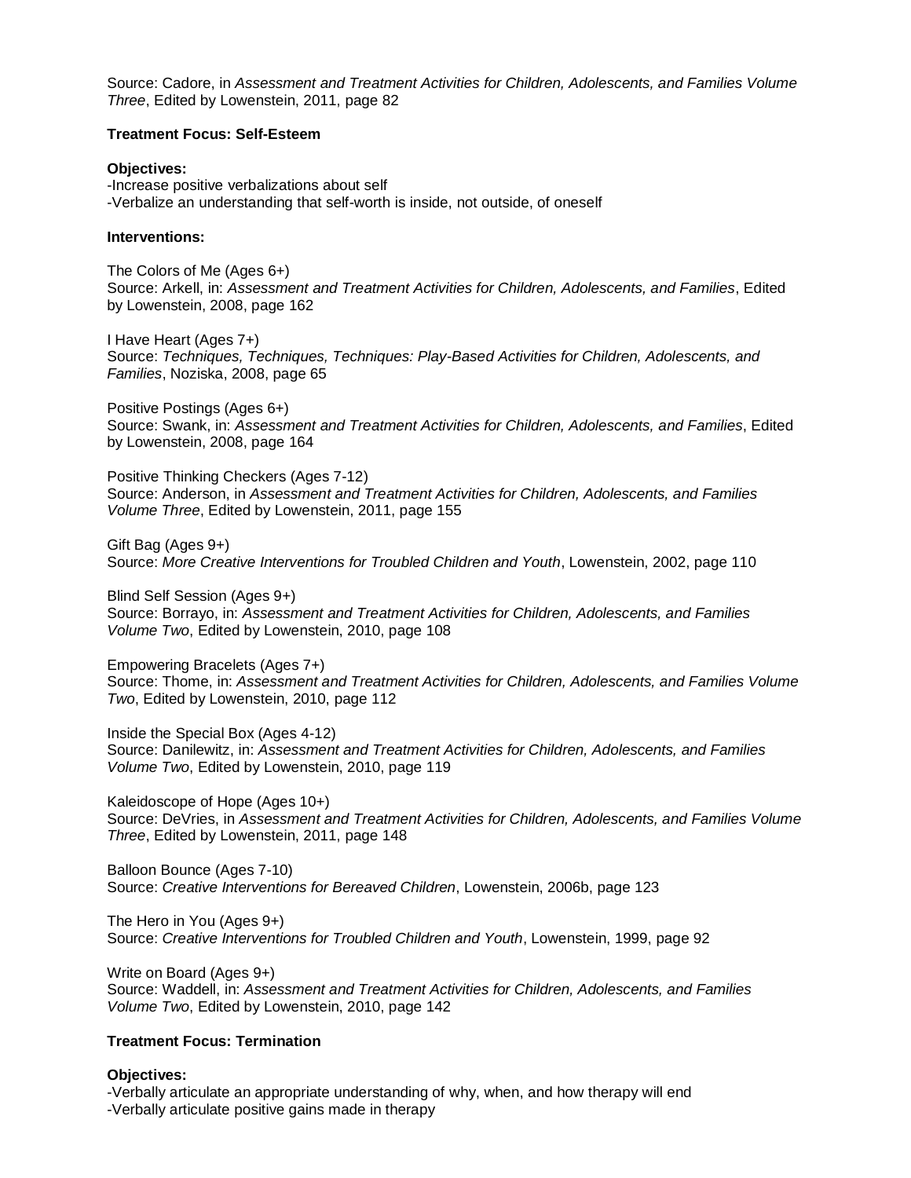Source: Cadore, in *Assessment and Treatment Activities for Children, Adolescents, and Families Volume Three*, Edited by Lowenstein, 2011, page 82

**Treatment Focus: Self-Esteem**

**Objectives:**
-Increase positive verbalizations about self
-Verbalize an understanding that self-worth is inside, not outside, of oneself

**Interventions:**

The Colors of Me (Ages 6+)
Source: Arkell, in: *Assessment and Treatment Activities for Children, Adolescents, and Families*, Edited by Lowenstein, 2008, page 162

I Have Heart (Ages 7+)
Source: *Techniques, Techniques, Techniques: Play-Based Activities for Children, Adolescents, and Families*, Noziska, 2008, page 65

Positive Postings (Ages 6+)
Source: Swank, in: *Assessment and Treatment Activities for Children, Adolescents, and Families*, Edited by Lowenstein, 2008, page 164

Positive Thinking Checkers (Ages 7-12)
Source: Anderson, in *Assessment and Treatment Activities for Children, Adolescents, and Families Volume Three*, Edited by Lowenstein, 2011, page 155

Gift Bag (Ages 9+)
Source: *More Creative Interventions for Troubled Children and Youth*, Lowenstein, 2002, page 110

Blind Self Session (Ages 9+)
Source: Borrayo, in: *Assessment and Treatment Activities for Children, Adolescents, and Families Volume Two*, Edited by Lowenstein, 2010, page 108

Empowering Bracelets (Ages 7+)
Source: Thome, in: *Assessment and Treatment Activities for Children, Adolescents, and Families Volume Two*, Edited by Lowenstein, 2010, page 112

Inside the Special Box (Ages 4-12)
Source: Danilewitz, in: *Assessment and Treatment Activities for Children, Adolescents, and Families Volume Two*, Edited by Lowenstein, 2010, page 119

Kaleidoscope of Hope (Ages 10+)
Source: DeVries, in *Assessment and Treatment Activities for Children, Adolescents, and Families Volume Three*, Edited by Lowenstein, 2011, page 148

Balloon Bounce (Ages 7-10)
Source: *Creative Interventions for Bereaved Children*, Lowenstein, 2006b, page 123

The Hero in You (Ages 9+)
Source: *Creative Interventions for Troubled Children and Youth*, Lowenstein, 1999, page 92

Write on Board (Ages 9+)
Source: Waddell, in: *Assessment and Treatment Activities for Children, Adolescents, and Families Volume Two*, Edited by Lowenstein, 2010, page 142

**Treatment Focus: Termination**

**Objectives:**
-Verbally articulate an appropriate understanding of why, when, and how therapy will end
-Verbally articulate positive gains made in therapy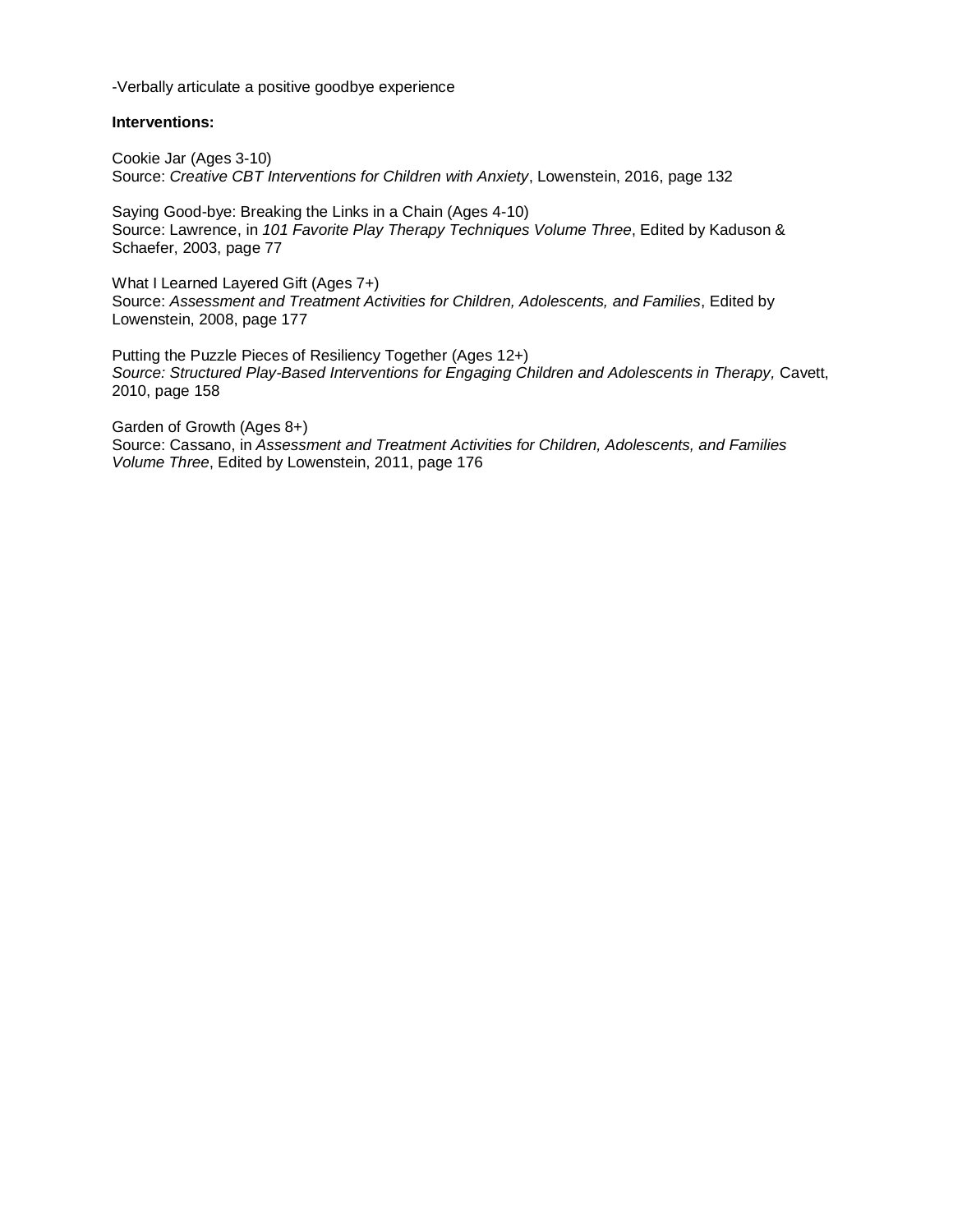-Verbally articulate a positive goodbye experience

**Interventions:**

Cookie Jar (Ages 3-10)
Source: *Creative CBT Interventions for Children with Anxiety*, Lowenstein, 2016, page 132

Saying Good-bye: Breaking the Links in a Chain (Ages 4-10)
Source: Lawrence, in *101 Favorite Play Therapy Techniques Volume Three*, Edited by Kaduson & Schaefer, 2003, page 77

What I Learned Layered Gift (Ages 7+)
Source: *Assessment and Treatment Activities for Children, Adolescents, and Families*, Edited by Lowenstein, 2008, page 177

Putting the Puzzle Pieces of Resiliency Together (Ages 12+)
*Source: Structured Play-Based Interventions for Engaging Children and Adolescents in Therapy,* Cavett, 2010, page 158

Garden of Growth (Ages 8+)
Source: Cassano, in *Assessment and Treatment Activities for Children, Adolescents, and Families Volume Three*, Edited by Lowenstein, 2011, page 176